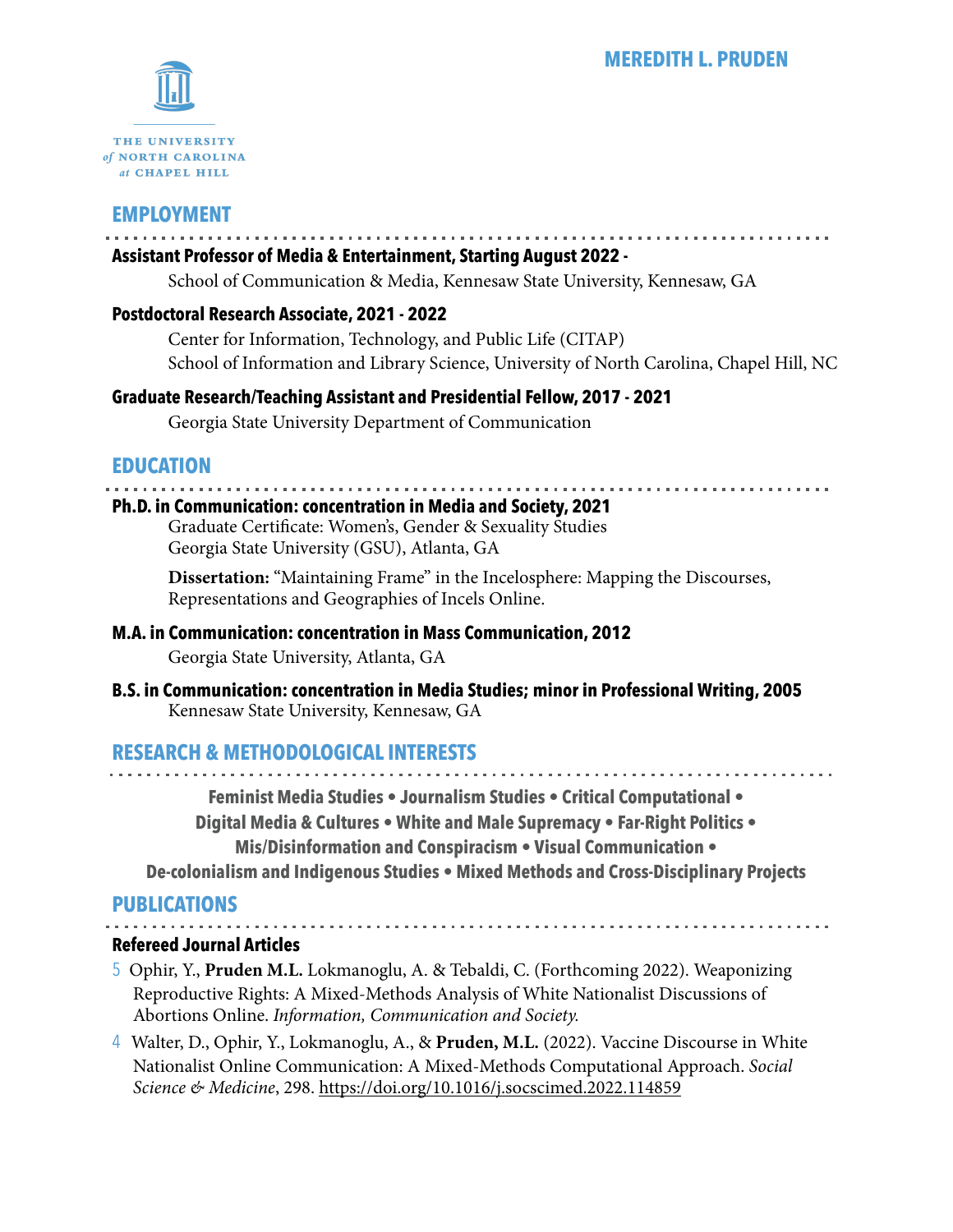# MEREDITH L. PRUDEN

THE UNIVERSITY *of* NORTH CAROLINA *at* CHAPEL HILL

## EMPLOYMENT

**Assistant Professor of Media & Entertainment, Starting August 2022 -**
School of Communication & Media, Kennesaw State University, Kennesaw, GA

**Postdoctoral Research Associate, 2021 - 2022**
Center for Information, Technology, and Public Life (CITAP)
School of Information and Library Science, University of North Carolina, Chapel Hill, NC

**Graduate Research/Teaching Assistant and Presidential Fellow, 2017 - 2021**
Georgia State University Department of Communication

## EDUCATION

**Ph.D. in Communication: concentration in Media and Society, 2021**
Graduate Certificate: Women's, Gender & Sexuality Studies
Georgia State University (GSU), Atlanta, GA

**Dissertation:** "Maintaining Frame" in the Incelosphere: Mapping the Discourses, Representations and Geographies of Incels Online.

**M.A. in Communication: concentration in Mass Communication, 2012**
Georgia State University, Atlanta, GA

**B.S. in Communication: concentration in Media Studies; minor in Professional Writing, 2005**
Kennesaw State University, Kennesaw, GA

## RESEARCH & METHODOLOGICAL INTERESTS

**Feminist Media Studies • Journalism Studies • Critical Computational • Digital Media & Cultures • White and Male Supremacy • Far-Right Politics • Mis/Disinformation and Conspiracism • Visual Communication • De-colonialism and Indigenous Studies • Mixed Methods and Cross-Disciplinary Projects**

## PUBLICATIONS

**Refereed Journal Articles**

5 Ophir, Y., **Pruden M.L.** Lokmanoglu, A. & Tebaldi, C. (Forthcoming 2022). Weaponizing Reproductive Rights: A Mixed-Methods Analysis of White Nationalist Discussions of Abortions Online. *Information, Communication and Society.*

4 Walter, D., Ophir, Y., Lokmanoglu, A., & **Pruden, M.L.** (2022). Vaccine Discourse in White Nationalist Online Communication: A Mixed-Methods Computational Approach. *Social Science & Medicine*, 298. https://doi.org/10.1016/j.socscimed.2022.114859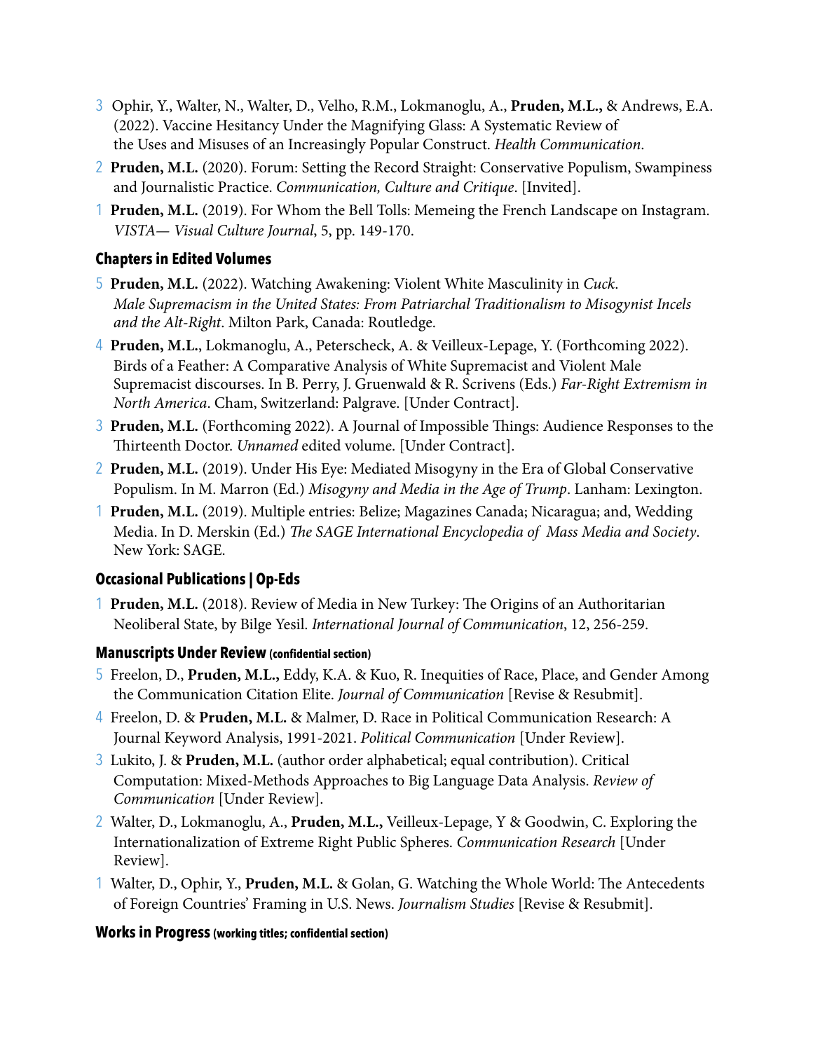3 Ophir, Y., Walter, N., Walter, D., Velho, R.M., Lokmanoglu, A., **Pruden, M.L.,** & Andrews, E.A. (2022). Vaccine Hesitancy Under the Magnifying Glass: A Systematic Review of the Uses and Misuses of an Increasingly Popular Construct. *Health Communication*.

2 **Pruden, M.L.** (2020). Forum: Setting the Record Straight: Conservative Populism, Swampiness and Journalistic Practice. *Communication, Culture and Critique*. [Invited].

1 **Pruden, M.L.** (2019). For Whom the Bell Tolls: Memeing the French Landscape on Instagram. *VISTA— Visual Culture Journal*, 5, pp. 149-170.

### Chapters in Edited Volumes

5 **Pruden, M.L.** (2022). Watching Awakening: Violent White Masculinity in *Cuck*. *Male Supremacism in the United States: From Patriarchal Traditionalism to Misogynist Incels and the Alt-Right*. Milton Park, Canada: Routledge.

4 **Pruden, M.L.**, Lokmanoglu, A., Peterscheck, A. & Veilleux-Lepage, Y. (Forthcoming 2022). Birds of a Feather: A Comparative Analysis of White Supremacist and Violent Male Supremacist discourses. In B. Perry, J. Gruenwald & R. Scrivens (Eds.) *Far-Right Extremism in North America*. Cham, Switzerland: Palgrave. [Under Contract].

3 **Pruden, M.L.** (Forthcoming 2022). A Journal of Impossible Things: Audience Responses to the Thirteenth Doctor. *Unnamed* edited volume. [Under Contract].

2 **Pruden, M.L.** (2019). Under His Eye: Mediated Misogyny in the Era of Global Conservative Populism. In M. Marron (Ed.) *Misogyny and Media in the Age of Trump*. Lanham: Lexington.

1 **Pruden, M.L.** (2019). Multiple entries: Belize; Magazines Canada; Nicaragua; and, Wedding Media. In D. Merskin (Ed.) *The SAGE International Encyclopedia of Mass Media and Society*. New York: SAGE.

### Occasional Publications | Op-Eds

1 **Pruden, M.L.** (2018). Review of Media in New Turkey: The Origins of an Authoritarian Neoliberal State, by Bilge Yesil. *International Journal of Communication*, 12, 256-259.

### Manuscripts Under Review (confidential section)

5 Freelon, D., **Pruden, M.L.,** Eddy, K.A. & Kuo, R. Inequities of Race, Place, and Gender Among the Communication Citation Elite. *Journal of Communication* [Revise & Resubmit].

4 Freelon, D. & **Pruden, M.L.** & Malmer, D. Race in Political Communication Research: A Journal Keyword Analysis, 1991-2021. *Political Communication* [Under Review].

3 Lukito, J. & **Pruden, M.L.** (author order alphabetical; equal contribution). Critical Computation: Mixed-Methods Approaches to Big Language Data Analysis. *Review of Communication* [Under Review].

2 Walter, D., Lokmanoglu, A., **Pruden, M.L.,** Veilleux-Lepage, Y & Goodwin, C. Exploring the Internationalization of Extreme Right Public Spheres. *Communication Research* [Under Review].

1 Walter, D., Ophir, Y., **Pruden, M.L.** & Golan, G. Watching the Whole World: The Antecedents of Foreign Countries' Framing in U.S. News. *Journalism Studies* [Revise & Resubmit].

### Works in Progress (working titles; confidential section)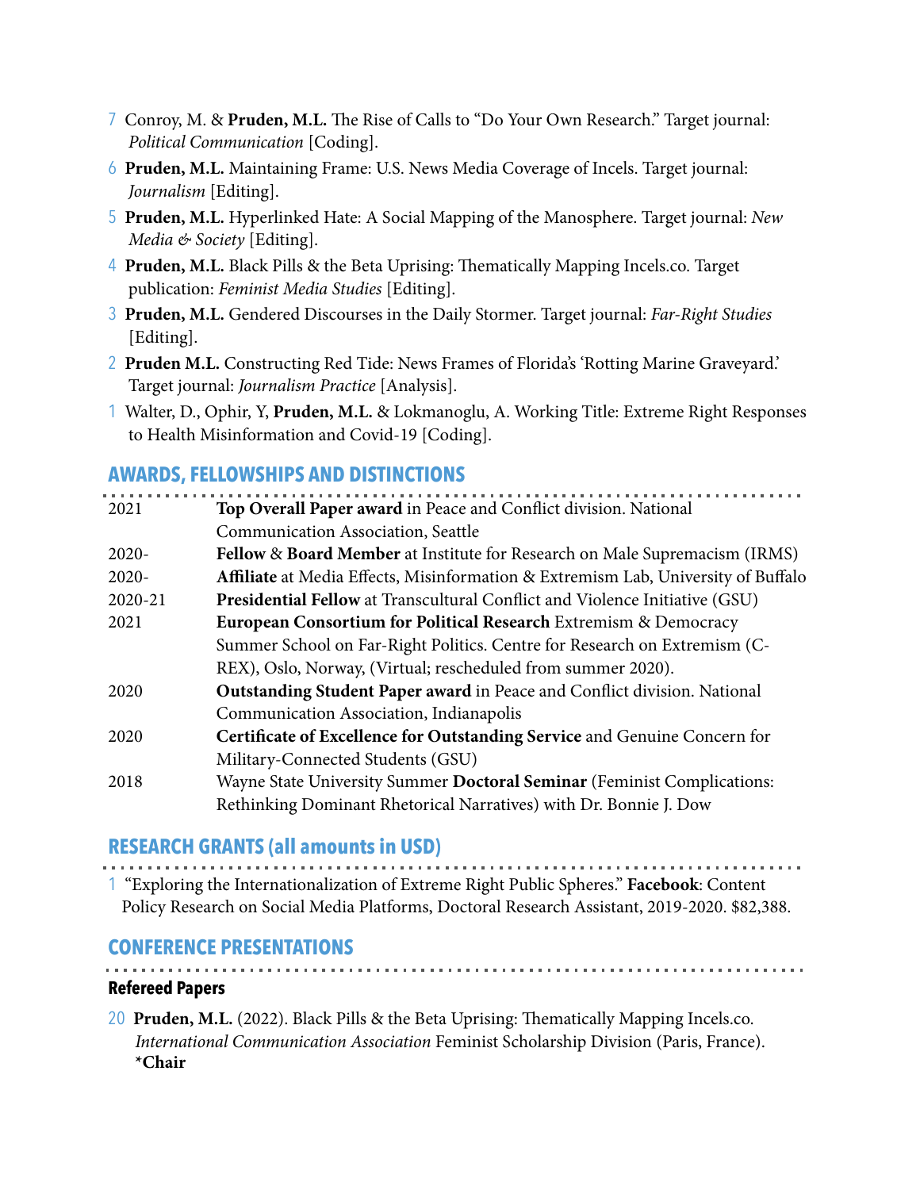7 Conroy, M. & **Pruden, M.L.** The Rise of Calls to "Do Your Own Research." Target journal: *Political Communication* [Coding].

6 **Pruden, M.L.** Maintaining Frame: U.S. News Media Coverage of Incels. Target journal: *Journalism* [Editing].

5 **Pruden, M.L.** Hyperlinked Hate: A Social Mapping of the Manosphere. Target journal: *New Media & Society* [Editing].

4 **Pruden, M.L.** Black Pills & the Beta Uprising: Thematically Mapping Incels.co. Target publication: *Feminist Media Studies* [Editing].

3 **Pruden, M.L.** Gendered Discourses in the Daily Stormer. Target journal: *Far-Right Studies* [Editing].

2 **Pruden M.L.** Constructing Red Tide: News Frames of Florida's 'Rotting Marine Graveyard.' Target journal: *Journalism Practice* [Analysis].

1 Walter, D., Ophir, Y, **Pruden, M.L.** & Lokmanoglu, A. Working Title: Extreme Right Responses to Health Misinformation and Covid-19 [Coding].

## AWARDS, FELLOWSHIPS AND DISTINCTIONS

| | |
|---|---|
| 2021 | **Top Overall Paper award** in Peace and Conflict division. National Communication Association, Seattle |
| 2020- | **Fellow** & **Board Member** at Institute for Research on Male Supremacism (IRMS) |
| 2020- | **Affiliate** at Media Effects, Misinformation & Extremism Lab, University of Buffalo |
| 2020-21 | **Presidential Fellow** at Transcultural Conflict and Violence Initiative (GSU) |
| 2021 | **European Consortium for Political Research** Extremism & Democracy Summer School on Far-Right Politics. Centre for Research on Extremism (C-REX), Oslo, Norway, (Virtual; rescheduled from summer 2020). |
| 2020 | **Outstanding Student Paper award** in Peace and Conflict division. National Communication Association, Indianapolis |
| 2020 | **Certificate of Excellence for Outstanding Service** and Genuine Concern for Military-Connected Students (GSU) |
| 2018 | Wayne State University Summer **Doctoral Seminar** (Feminist Complications: Rethinking Dominant Rhetorical Narratives) with Dr. Bonnie J. Dow |

## RESEARCH GRANTS (all amounts in USD)

1 "Exploring the Internationalization of Extreme Right Public Spheres." **Facebook**: Content Policy Research on Social Media Platforms, Doctoral Research Assistant, 2019-2020. $82,388.

## CONFERENCE PRESENTATIONS

### Refereed Papers

20 **Pruden, M.L.** (2022). Black Pills & the Beta Uprising: Thematically Mapping Incels.co. *International Communication Association* Feminist Scholarship Division (Paris, France). **\*Chair**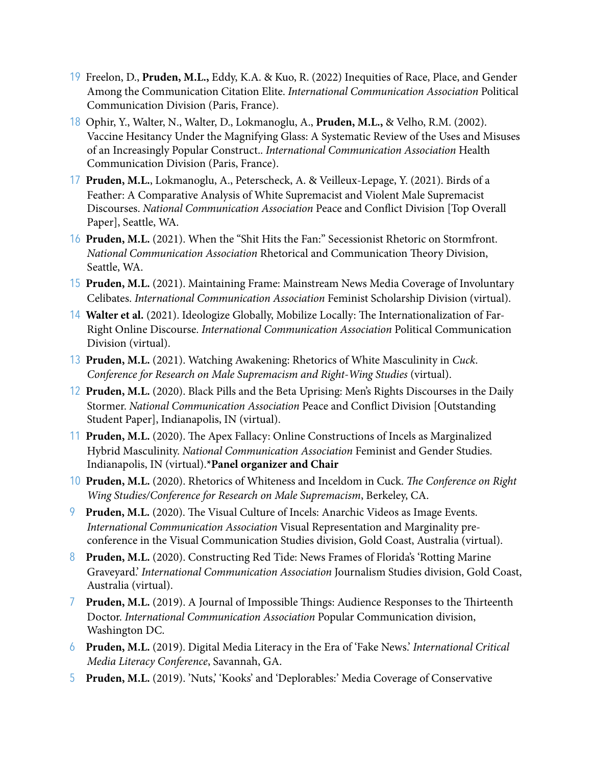19 Freelon, D., **Pruden, M.L.,** Eddy, K.A. & Kuo, R. (2022) Inequities of Race, Place, and Gender Among the Communication Citation Elite. *International Communication Association* Political Communication Division (Paris, France).

18 Ophir, Y., Walter, N., Walter, D., Lokmanoglu, A., **Pruden, M.L.,** & Velho, R.M. (2002). Vaccine Hesitancy Under the Magnifying Glass: A Systematic Review of the Uses and Misuses of an Increasingly Popular Construct.. *International Communication Association* Health Communication Division (Paris, France).

17 **Pruden, M.L.**, Lokmanoglu, A., Peterscheck, A. & Veilleux-Lepage, Y. (2021). Birds of a Feather: A Comparative Analysis of White Supremacist and Violent Male Supremacist Discourses. *National Communication Association* Peace and Conflict Division [Top Overall Paper], Seattle, WA.

16 **Pruden, M.L.** (2021). When the "Shit Hits the Fan:" Secessionist Rhetoric on Stormfront. *National Communication Association* Rhetorical and Communication Theory Division, Seattle, WA.

15 **Pruden, M.L.** (2021). Maintaining Frame: Mainstream News Media Coverage of Involuntary Celibates. *International Communication Association* Feminist Scholarship Division (virtual).

14 **Walter et al.** (2021). Ideologize Globally, Mobilize Locally: The Internationalization of Far-Right Online Discourse. *International Communication Association* Political Communication Division (virtual).

13 **Pruden, M.L.** (2021). Watching Awakening: Rhetorics of White Masculinity in *Cuck*. *Conference for Research on Male Supremacism and Right-Wing Studies* (virtual).

12 **Pruden, M.L.** (2020). Black Pills and the Beta Uprising: Men's Rights Discourses in the Daily Stormer. *National Communication Association* Peace and Conflict Division [Outstanding Student Paper], Indianapolis, IN (virtual).

11 **Pruden, M.L.** (2020). The Apex Fallacy: Online Constructions of Incels as Marginalized Hybrid Masculinity. *National Communication Association* Feminist and Gender Studies. Indianapolis, IN (virtual).***Panel organizer and Chair**

10 **Pruden, M.L.** (2020). Rhetorics of Whiteness and Inceldom in Cuck. *The Conference on Right Wing Studies/Conference for Research on Male Supremacism*, Berkeley, CA.

9 **Pruden, M.L.** (2020). The Visual Culture of Incels: Anarchic Videos as Image Events. *International Communication Association* Visual Representation and Marginality pre-conference in the Visual Communication Studies division, Gold Coast, Australia (virtual).

8 **Pruden, M.L.** (2020). Constructing Red Tide: News Frames of Florida's 'Rotting Marine Graveyard.' *International Communication Association* Journalism Studies division, Gold Coast, Australia (virtual).

7 **Pruden, M.L.** (2019). A Journal of Impossible Things: Audience Responses to the Thirteenth Doctor. *International Communication Association* Popular Communication division, Washington DC.

6 **Pruden, M.L.** (2019). Digital Media Literacy in the Era of 'Fake News.' *International Critical Media Literacy Conference*, Savannah, GA.

5 **Pruden, M.L.** (2019). 'Nuts,' 'Kooks' and 'Deplorables:' Media Coverage of Conservative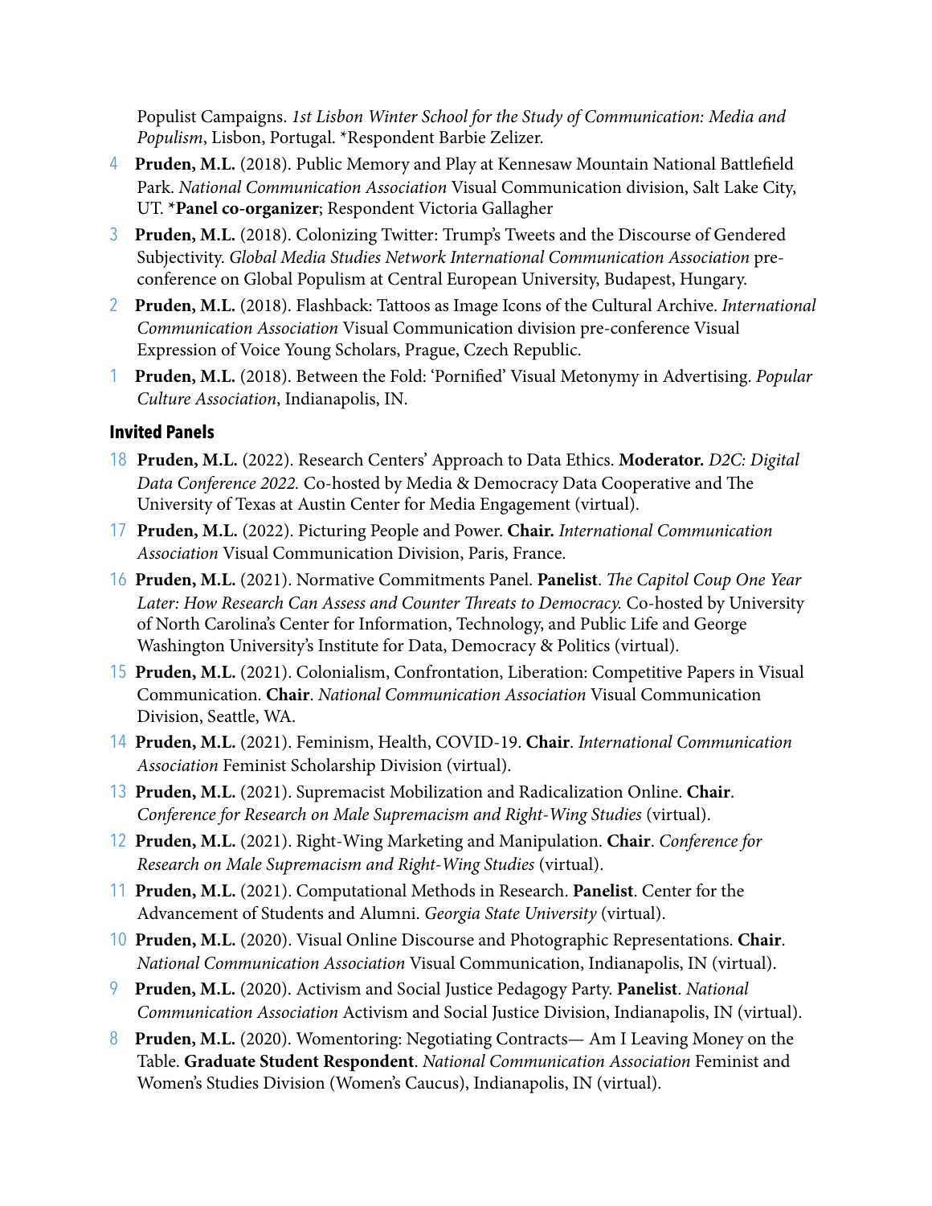Populist Campaigns. *1st Lisbon Winter School for the Study of Communication: Media and Populism*, Lisbon, Portugal. *Respondent Barbie Zelizer.

4 **Pruden, M.L.** (2018). Public Memory and Play at Kennesaw Mountain National Battlefield Park. *National Communication Association* Visual Communication division, Salt Lake City, UT. ***Panel co-organizer**; Respondent Victoria Gallagher

3 **Pruden, M.L.** (2018). Colonizing Twitter: Trump's Tweets and the Discourse of Gendered Subjectivity. *Global Media Studies Network International Communication Association* pre-conference on Global Populism at Central European University, Budapest, Hungary.

2 **Pruden, M.L.** (2018). Flashback: Tattoos as Image Icons of the Cultural Archive. *International Communication Association* Visual Communication division pre-conference Visual Expression of Voice Young Scholars, Prague, Czech Republic.

1 **Pruden, M.L.** (2018). Between the Fold: 'Pornified' Visual Metonymy in Advertising. *Popular Culture Association*, Indianapolis, IN.

### Invited Panels

18 **Pruden, M.L.** (2022). Research Centers' Approach to Data Ethics. **Moderator.** *D2C: Digital Data Conference 2022.* Co-hosted by Media & Democracy Data Cooperative and The University of Texas at Austin Center for Media Engagement (virtual).

17 **Pruden, M.L.** (2022). Picturing People and Power. **Chair.** *International Communication Association* Visual Communication Division, Paris, France.

16 **Pruden, M.L.** (2021). Normative Commitments Panel. **Panelist**. *The Capitol Coup One Year Later: How Research Can Assess and Counter Threats to Democracy.* Co-hosted by University of North Carolina's Center for Information, Technology, and Public Life and George Washington University's Institute for Data, Democracy & Politics (virtual).

15 **Pruden, M.L.** (2021). Colonialism, Confrontation, Liberation: Competitive Papers in Visual Communication. **Chair**. *National Communication Association* Visual Communication Division, Seattle, WA.

14 **Pruden, M.L.** (2021). Feminism, Health, COVID-19. **Chair**. *International Communication Association* Feminist Scholarship Division (virtual).

13 **Pruden, M.L.** (2021). Supremacist Mobilization and Radicalization Online. **Chair**. *Conference for Research on Male Supremacism and Right-Wing Studies* (virtual).

12 **Pruden, M.L.** (2021). Right-Wing Marketing and Manipulation. **Chair**. *Conference for Research on Male Supremacism and Right-Wing Studies* (virtual).

11 **Pruden, M.L.** (2021). Computational Methods in Research. **Panelist**. Center for the Advancement of Students and Alumni. *Georgia State University* (virtual).

10 **Pruden, M.L.** (2020). Visual Online Discourse and Photographic Representations. **Chair**. *National Communication Association* Visual Communication, Indianapolis, IN (virtual).

9 **Pruden, M.L.** (2020). Activism and Social Justice Pedagogy Party. **Panelist**. *National Communication Association* Activism and Social Justice Division, Indianapolis, IN (virtual).

8 **Pruden, M.L.** (2020). Womentoring: Negotiating Contracts— Am I Leaving Money on the Table. **Graduate Student Respondent**. *National Communication Association* Feminist and Women's Studies Division (Women's Caucus), Indianapolis, IN (virtual).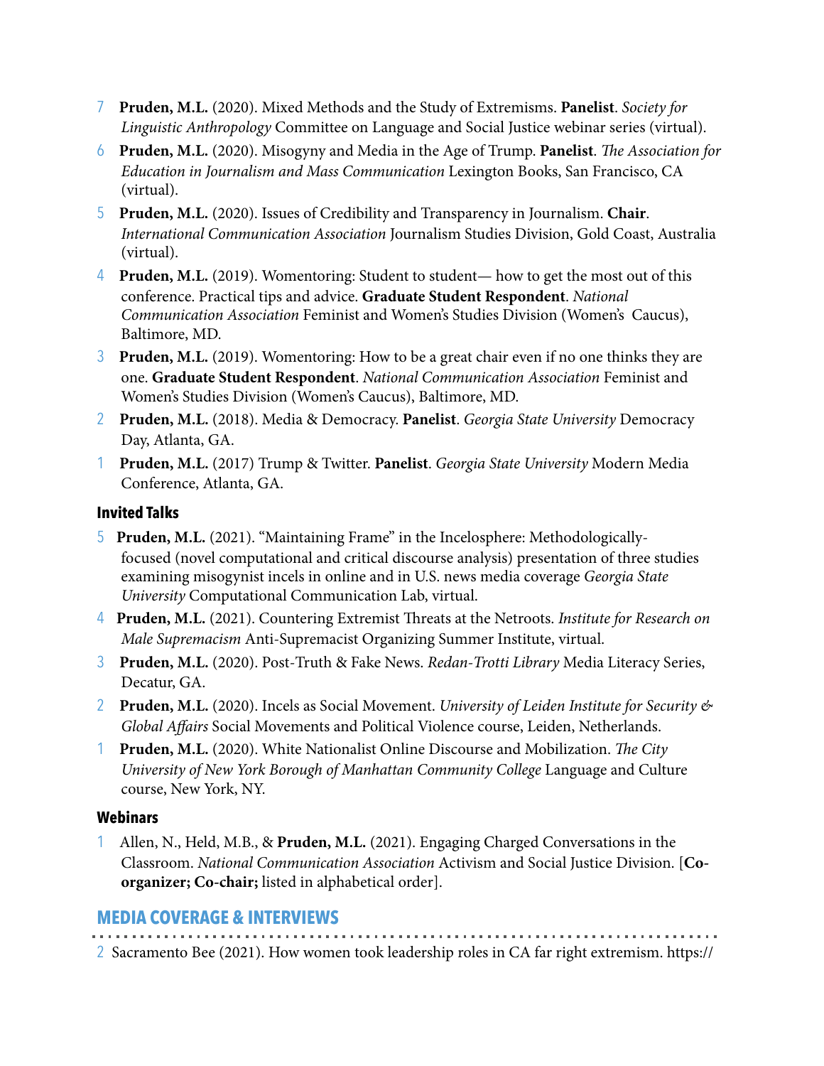7 **Pruden, M.L.** (2020). Mixed Methods and the Study of Extremisms. **Panelist**. *Society for Linguistic Anthropology* Committee on Language and Social Justice webinar series (virtual).

6 **Pruden, M.L.** (2020). Misogyny and Media in the Age of Trump. **Panelist**. *The Association for Education in Journalism and Mass Communication* Lexington Books, San Francisco, CA (virtual).

5 **Pruden, M.L.** (2020). Issues of Credibility and Transparency in Journalism. **Chair**. *International Communication Association* Journalism Studies Division, Gold Coast, Australia (virtual).

4 **Pruden, M.L.** (2019). Womentoring: Student to student— how to get the most out of this conference. Practical tips and advice. **Graduate Student Respondent**. *National Communication Association* Feminist and Women's Studies Division (Women's Caucus), Baltimore, MD.

3 **Pruden, M.L.** (2019). Womentoring: How to be a great chair even if no one thinks they are one. **Graduate Student Respondent**. *National Communication Association* Feminist and Women's Studies Division (Women's Caucus), Baltimore, MD.

2 **Pruden, M.L.** (2018). Media & Democracy. **Panelist**. *Georgia State University* Democracy Day, Atlanta, GA.

1 **Pruden, M.L.** (2017) Trump & Twitter. **Panelist**. *Georgia State University* Modern Media Conference, Atlanta, GA.

### Invited Talks

5 **Pruden, M.L.** (2021). "Maintaining Frame" in the Incelosphere: Methodologically-focused (novel computational and critical discourse analysis) presentation of three studies examining misogynist incels in online and in U.S. news media coverage *Georgia State University* Computational Communication Lab, virtual.

4 **Pruden, M.L.** (2021). Countering Extremist Threats at the Netroots. *Institute for Research on Male Supremacism* Anti-Supremacist Organizing Summer Institute, virtual.

3 **Pruden, M.L.** (2020). Post-Truth & Fake News. *Redan-Trotti Library* Media Literacy Series, Decatur, GA.

2 **Pruden, M.L.** (2020). Incels as Social Movement. *University of Leiden Institute for Security & Global Affairs* Social Movements and Political Violence course, Leiden, Netherlands.

1 **Pruden, M.L.** (2020). White Nationalist Online Discourse and Mobilization. *The City University of New York Borough of Manhattan Community College* Language and Culture course, New York, NY.

### Webinars

1 Allen, N., Held, M.B., & **Pruden, M.L.** (2021). Engaging Charged Conversations in the Classroom. *National Communication Association* Activism and Social Justice Division. [**Co-organizer; Co-chair;** listed in alphabetical order].

## MEDIA COVERAGE & INTERVIEWS

2 Sacramento Bee (2021). How women took leadership roles in CA far right extremism. https://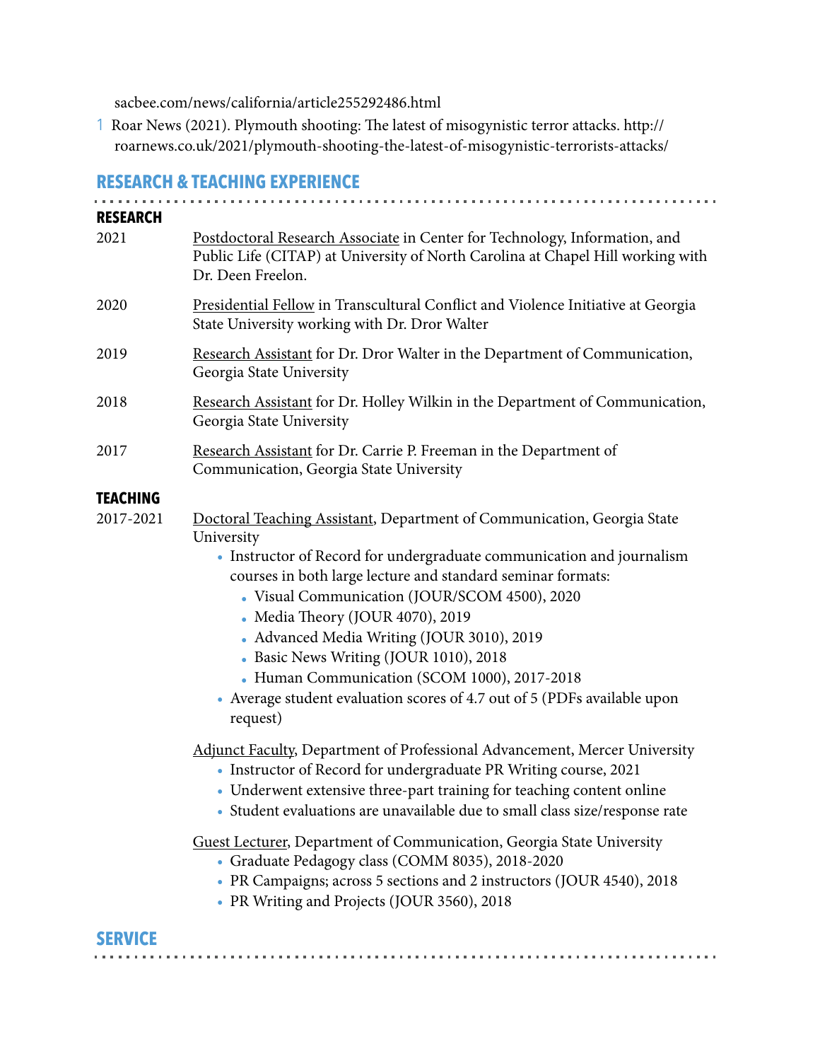sacbee.com/news/california/article255292486.html

1 Roar News (2021). Plymouth shooting: The latest of misogynistic terror attacks. http://roarnews.co.uk/2021/plymouth-shooting-the-latest-of-misogynistic-terrorists-attacks/

## RESEARCH & TEACHING EXPERIENCE

### RESEARCH

2021 — Postdoctoral Research Associate in Center for Technology, Information, and Public Life (CITAP) at University of North Carolina at Chapel Hill working with Dr. Deen Freelon.

2020 — Presidential Fellow in Transcultural Conflict and Violence Initiative at Georgia State University working with Dr. Dror Walter

2019 — Research Assistant for Dr. Dror Walter in the Department of Communication, Georgia State University

2018 — Research Assistant for Dr. Holley Wilkin in the Department of Communication, Georgia State University

2017 — Research Assistant for Dr. Carrie P. Freeman in the Department of Communication, Georgia State University

### TEACHING

2017-2021 — Doctoral Teaching Assistant, Department of Communication, Georgia State University

- Instructor of Record for undergraduate communication and journalism courses in both large lecture and standard seminar formats:
  - Visual Communication (JOUR/SCOM 4500), 2020
  - Media Theory (JOUR 4070), 2019
  - Advanced Media Writing (JOUR 3010), 2019
  - Basic News Writing (JOUR 1010), 2018
  - Human Communication (SCOM 1000), 2017-2018
- Average student evaluation scores of 4.7 out of 5 (PDFs available upon request)

Adjunct Faculty, Department of Professional Advancement, Mercer University

- Instructor of Record for undergraduate PR Writing course, 2021
- Underwent extensive three-part training for teaching content online
- Student evaluations are unavailable due to small class size/response rate

Guest Lecturer, Department of Communication, Georgia State University

- Graduate Pedagogy class (COMM 8035), 2018-2020
- PR Campaigns; across 5 sections and 2 instructors (JOUR 4540), 2018
- PR Writing and Projects (JOUR 3560), 2018

## SERVICE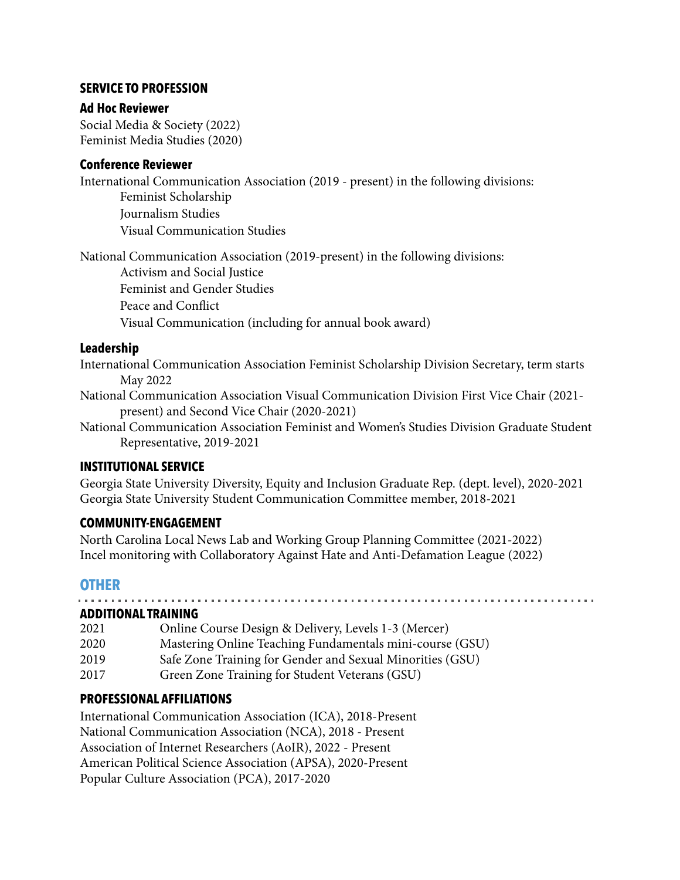### SERVICE TO PROFESSION

#### Ad Hoc Reviewer

Social Media & Society (2022)
Feminist Media Studies (2020)

#### Conference Reviewer

International Communication Association (2019 - present) in the following divisions:
- Feminist Scholarship
- Journalism Studies
- Visual Communication Studies

National Communication Association (2019-present) in the following divisions:
- Activism and Social Justice
- Feminist and Gender Studies
- Peace and Conflict
- Visual Communication (including for annual book award)

#### Leadership

International Communication Association Feminist Scholarship Division Secretary, term starts May 2022
National Communication Association Visual Communication Division First Vice Chair (2021-present) and Second Vice Chair (2020-2021)
National Communication Association Feminist and Women's Studies Division Graduate Student Representative, 2019-2021

### INSTITUTIONAL SERVICE

Georgia State University Diversity, Equity and Inclusion Graduate Rep. (dept. level), 2020-2021
Georgia State University Student Communication Committee member, 2018-2021

### COMMUNITY-ENGAGEMENT

North Carolina Local News Lab and Working Group Planning Committee (2021-2022)
Incel monitoring with Collaboratory Against Hate and Anti-Defamation League (2022)

## OTHER

### ADDITIONAL TRAINING

| | |
|---|---|
| 2021 | Online Course Design & Delivery, Levels 1-3 (Mercer) |
| 2020 | Mastering Online Teaching Fundamentals mini-course (GSU) |
| 2019 | Safe Zone Training for Gender and Sexual Minorities (GSU) |
| 2017 | Green Zone Training for Student Veterans (GSU) |

### PROFESSIONAL AFFILIATIONS

International Communication Association (ICA), 2018-Present
National Communication Association (NCA), 2018 - Present
Association of Internet Researchers (AoIR), 2022 - Present
American Political Science Association (APSA), 2020-Present
Popular Culture Association (PCA), 2017-2020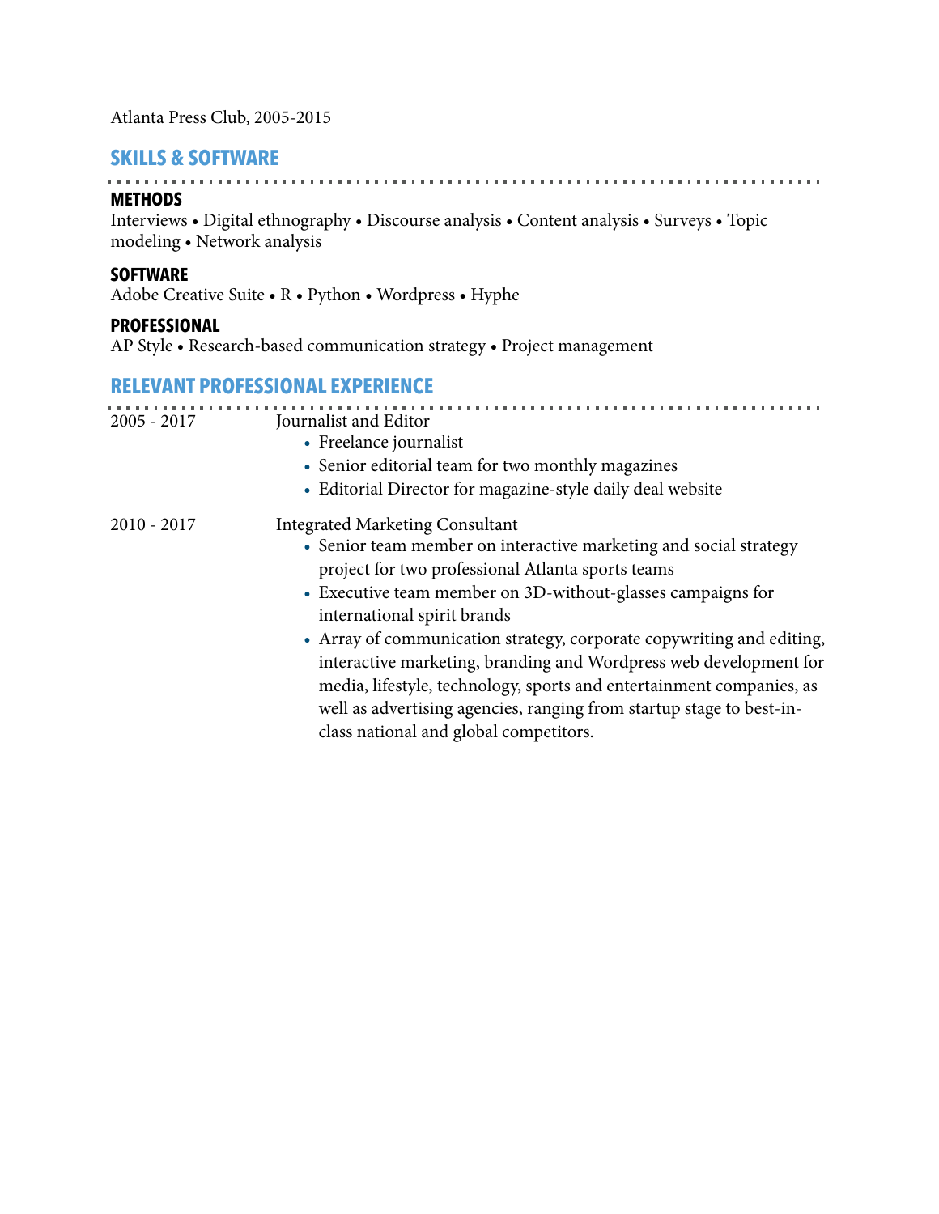Atlanta Press Club, 2005-2015

## SKILLS & SOFTWARE

### METHODS

Interviews • Digital ethnography • Discourse analysis • Content analysis • Surveys • Topic modeling • Network analysis

### SOFTWARE

Adobe Creative Suite • R • Python • Wordpress • Hyphe

### PROFESSIONAL

AP Style • Research-based communication strategy • Project management

## RELEVANT PROFESSIONAL EXPERIENCE

2005 - 2017 Journalist and Editor

- Freelance journalist
- Senior editorial team for two monthly magazines
- Editorial Director for magazine-style daily deal website

2010 - 2017 Integrated Marketing Consultant

- Senior team member on interactive marketing and social strategy project for two professional Atlanta sports teams
- Executive team member on 3D-without-glasses campaigns for international spirit brands
- Array of communication strategy, corporate copywriting and editing, interactive marketing, branding and Wordpress web development for media, lifestyle, technology, sports and entertainment companies, as well as advertising agencies, ranging from startup stage to best-in-class national and global competitors.